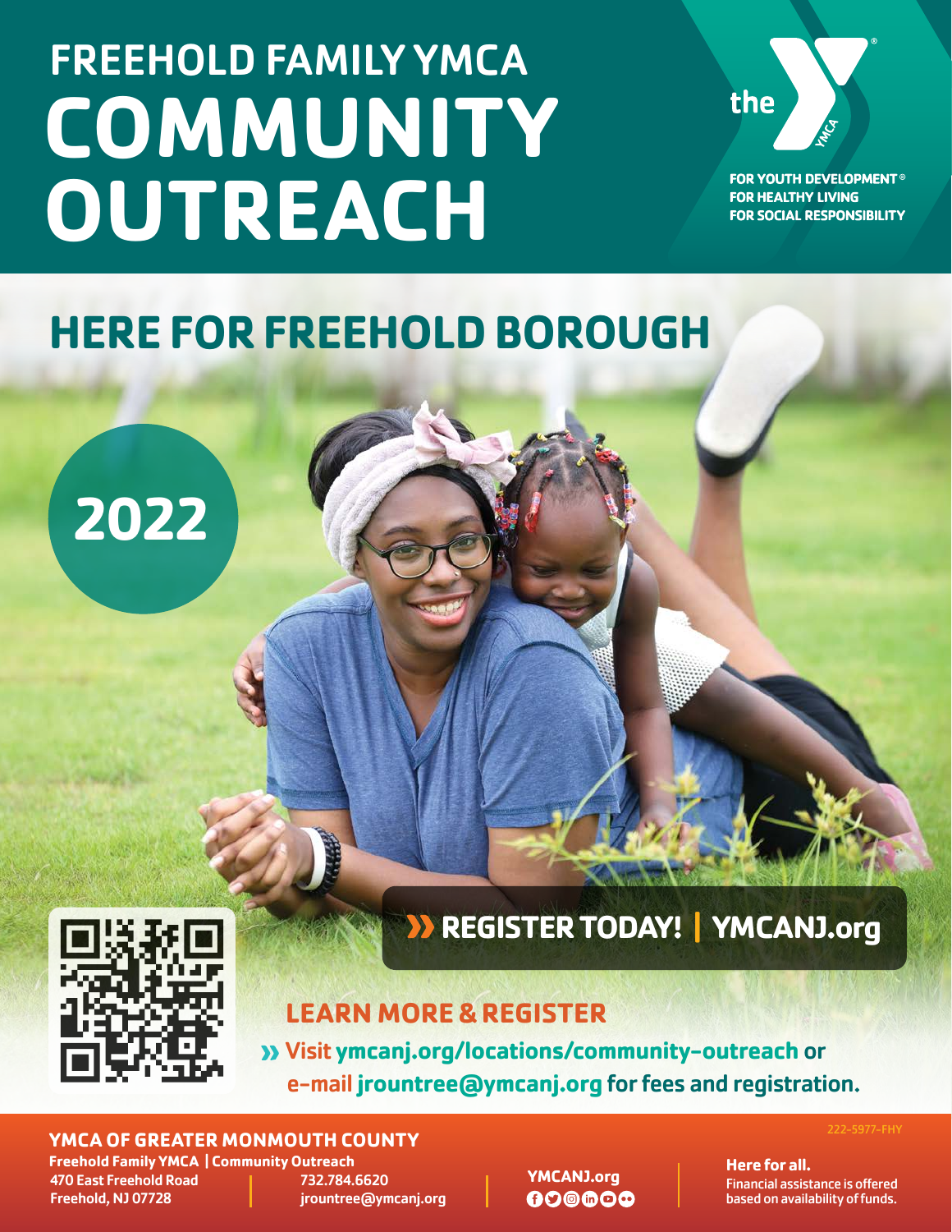# FREEHOLD FAMILY YMCA COMMUNITY OUTREACH

the YMCA

FOR YOUTH DEVELOPMENT®
FOR HEALTHY LIVING
FOR SOCIAL RESPONSIBILITY

## HERE FOR FREEHOLD BOROUGH

2022

**» REGISTER TODAY! | YMCANJ.org**

## LEARN MORE & REGISTER

» Visit **ymcanj.org/locations/community-outreach** or e-mail **jrountree@ymcanj.org** for fees and registration.

222-5977-FHY

**YMCA OF GREATER MONMOUTH COUNTY**

**Freehold Family YMCA | Community Outreach**
470 East Freehold Road
Freehold, NJ 07728

732.784.6620
jrountree@ymcanj.org

**YMCANJ.org**

**Here for all.**
Financial assistance is offered based on availability of funds.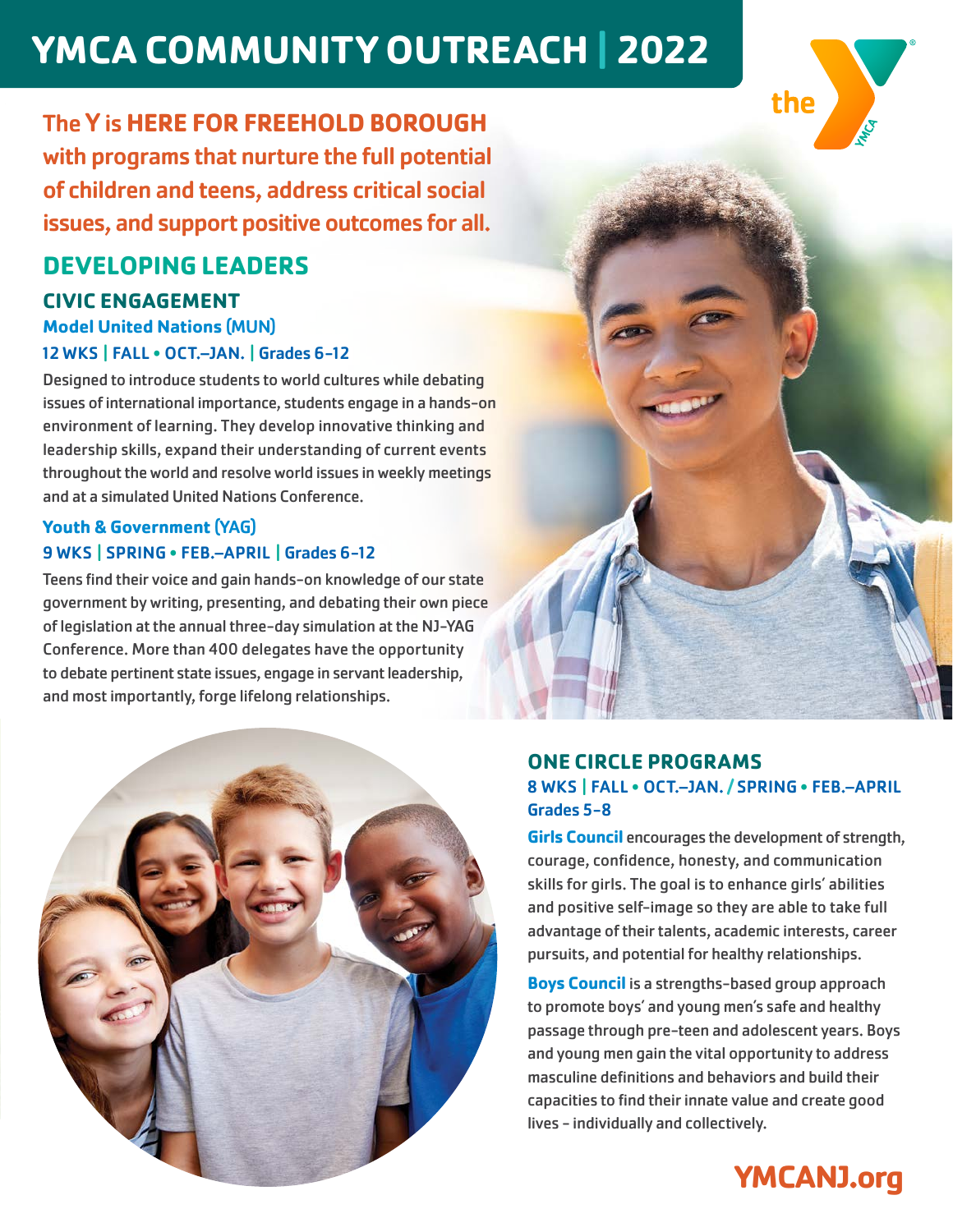# YMCA COMMUNITY OUTREACH | 2022

**The Y is HERE FOR FREEHOLD BOROUGH with programs that nurture the full potential of children and teens, address critical social issues, and support positive outcomes for all.**

## DEVELOPING LEADERS

### CIVIC ENGAGEMENT

**Model United Nations (MUN)**
**12 WKS | FALL • OCT.–JAN. | Grades 6-12**

Designed to introduce students to world cultures while debating issues of international importance, students engage in a hands-on environment of learning. They develop innovative thinking and leadership skills, expand their understanding of current events throughout the world and resolve world issues in weekly meetings and at a simulated United Nations Conference.

**Youth & Government (YAG)**
**9 WKS | SPRING • FEB.–APRIL | Grades 6-12**

Teens find their voice and gain hands-on knowledge of our state government by writing, presenting, and debating their own piece of legislation at the annual three-day simulation at the NJ-YAG Conference. More than 400 delegates have the opportunity to debate pertinent state issues, engage in servant leadership, and most importantly, forge lifelong relationships.

### ONE CIRCLE PROGRAMS

**8 WKS | FALL • OCT.–JAN. / SPRING • FEB.–APRIL**
**Grades 5-8**

**Girls Council** encourages the development of strength, courage, confidence, honesty, and communication skills for girls. The goal is to enhance girls' abilities and positive self-image so they are able to take full advantage of their talents, academic interests, career pursuits, and potential for healthy relationships.

**Boys Council** is a strengths-based group approach to promote boys' and young men's safe and healthy passage through pre-teen and adolescent years. Boys and young men gain the vital opportunity to address masculine definitions and behaviors and build their capacities to find their innate value and create good lives - individually and collectively.

**YMCANJ.org**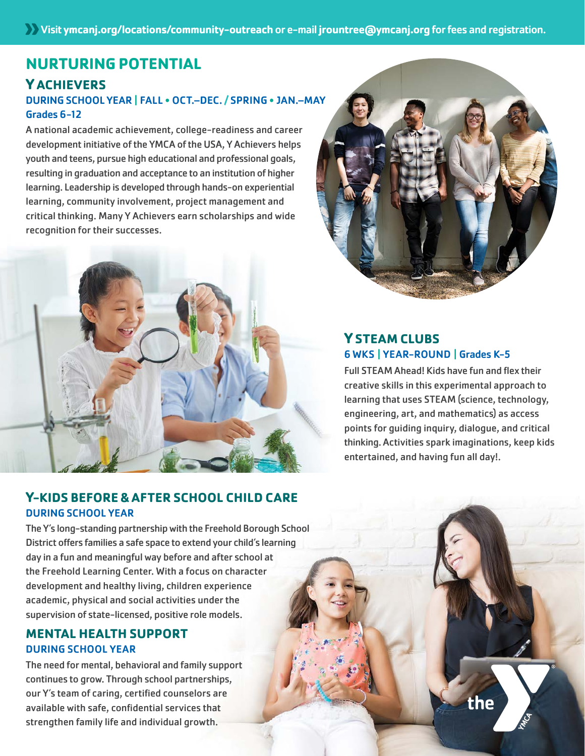Visit ymcanj.org/locations/community-outreach or e-mail jrountree@ymcanj.org for fees and registration.

# NURTURING POTENTIAL

## Y ACHIEVERS

**DURING SCHOOL YEAR | FALL • OCT.–DEC. / SPRING • JAN.–MAY**
**Grades 6-12**

A national academic achievement, college-readiness and career development initiative of the YMCA of the USA, Y Achievers helps youth and teens, pursue high educational and professional goals, resulting in graduation and acceptance to an institution of higher learning. Leadership is developed through hands-on experiential learning, community involvement, project management and critical thinking. Many Y Achievers earn scholarships and wide recognition for their successes.

## Y STEAM CLUBS

**6 WKS | YEAR-ROUND | Grades K-5**

Full STEAM Ahead! Kids have fun and flex their creative skills in this experimental approach to learning that uses STEAM (science, technology, engineering, art, and mathematics) as access points for guiding inquiry, dialogue, and critical thinking. Activities spark imaginations, keep kids entertained, and having fun all day!.

## Y-KIDS BEFORE & AFTER SCHOOL CHILD CARE

**DURING SCHOOL YEAR**

The Y's long-standing partnership with the Freehold Borough School District offers families a safe space to extend your child's learning day in a fun and meaningful way before and after school at the Freehold Learning Center. With a focus on character development and healthy living, children experience academic, physical and social activities under the supervision of state-licensed, positive role models.

## MENTAL HEALTH SUPPORT

**DURING SCHOOL YEAR**

The need for mental, behavioral and family support continues to grow. Through school partnerships, our Y's team of caring, certified counselors are available with safe, confidential services that strengthen family life and individual growth.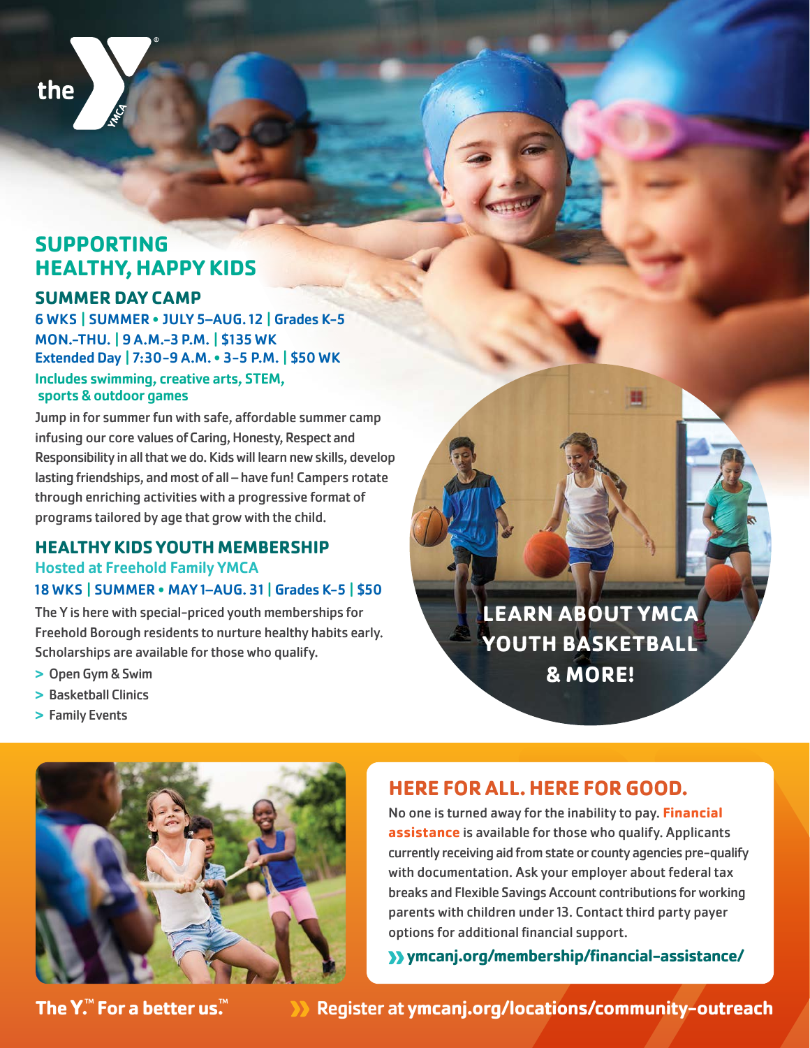## SUPPORTING HEALTHY, HAPPY KIDS

### SUMMER DAY CAMP

**6 WKS | SUMMER • JULY 5–AUG. 12 | Grades K-5**
**MON.-THU. | 9 A.M.-3 P.M. | $135 WK**
**Extended Day | 7:30-9 A.M. • 3-5 P.M. | $50 WK**

**Includes swimming, creative arts, STEM, sports & outdoor games**

Jump in for summer fun with safe, affordable summer camp infusing our core values of Caring, Honesty, Respect and Responsibility in all that we do. Kids will learn new skills, develop lasting friendships, and most of all – have fun! Campers rotate through enriching activities with a progressive format of programs tailored by age that grow with the child.

### HEALTHY KIDS YOUTH MEMBERSHIP

**Hosted at Freehold Family YMCA**
**18 WKS | SUMMER • MAY 1–AUG. 31 | Grades K-5 | $50**

The Y is here with special-priced youth memberships for Freehold Borough residents to nurture healthy habits early. Scholarships are available for those who qualify.

- Open Gym & Swim
- Basketball Clinics
- Family Events

**LEARN ABOUT YMCA YOUTH BASKETBALL & MORE!**

### HERE FOR ALL. HERE FOR GOOD.

No one is turned away for the inability to pay. **Financial assistance** is available for those who qualify. Applicants currently receiving aid from state or county agencies pre-qualify with documentation. Ask your employer about federal tax breaks and Flexible Savings Account contributions for working parents with children under 13. Contact third party payer options for additional financial support.

**ymcanj.org/membership/financial-assistance/**

**The Y.™ For a better us.™**

**Register at ymcanj.org/locations/community-outreach**